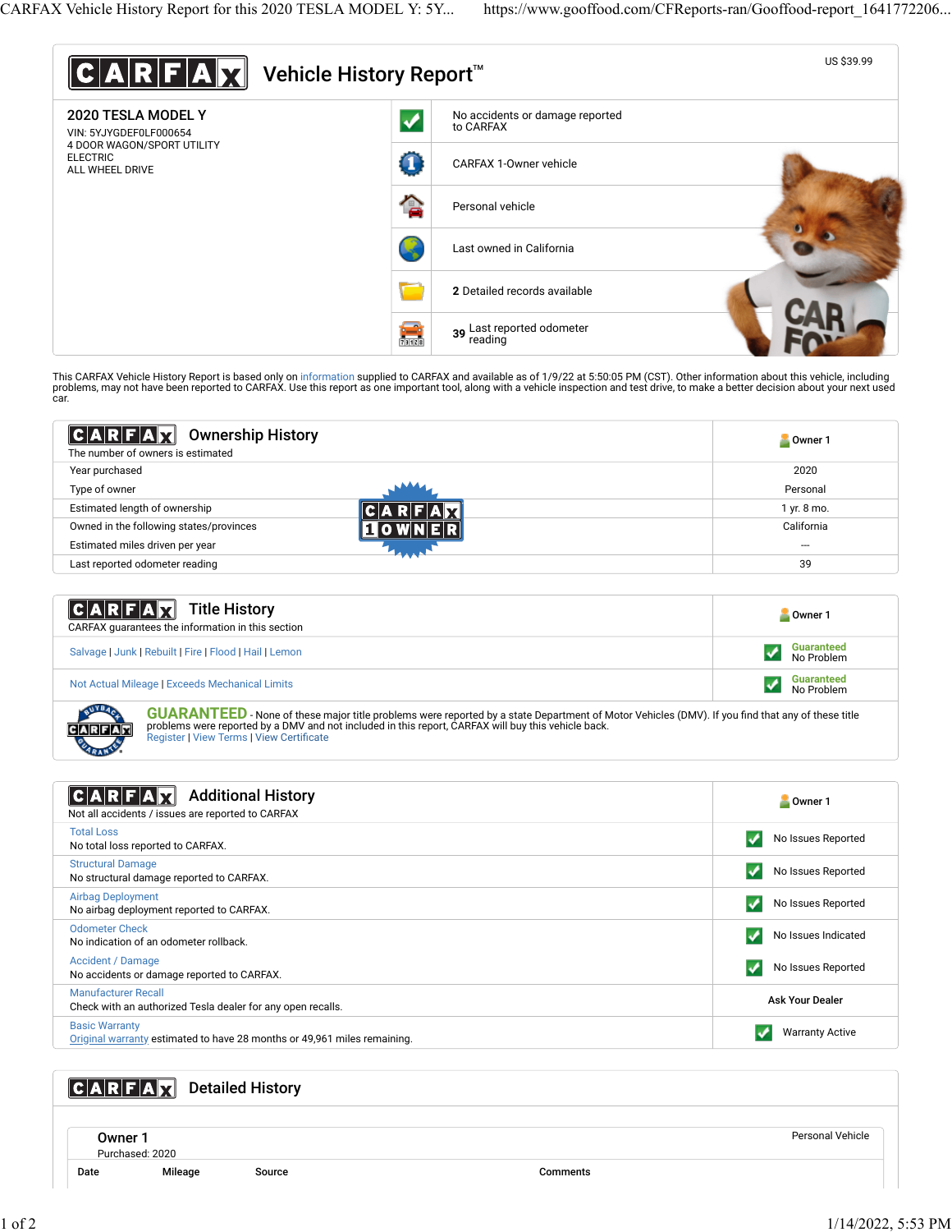# CARFAX Vehicle History Report™

US $39.99

## 2020 TESLA MODEL Y

VIN: 5YJYGDEF0LF000654
4 DOOR WAGON/SPORT UTILITY
ELECTRIC
ALL WHEEL DRIVE

- No accidents or damage reported to CARFAX
- CARFAX 1-Owner vehicle
- Personal vehicle
- Last owned in California
- **2** Detailed records available
- **39** Last reported odometer reading

This CARFAX Vehicle History Report is based only on information supplied to CARFAX and available as of 1/9/22 at 5:50:05 PM (CST). Other information about this vehicle, including problems, may not have been reported to CARFAX. Use this report as one important tool, along with a vehicle inspection and test drive, to make a better decision about your next used car.

## Ownership History

The number of owners is estimated

| | Owner 1 |
|---|---|
| Year purchased | 2020 |
| Type of owner | Personal |
| Estimated length of ownership | 1 yr. 8 mo. |
| Owned in the following states/provinces | California |
| Estimated miles driven per year | --- |
| Last reported odometer reading | 39 |

## Title History

CARFAX guarantees the information in this section

| | Owner 1 |
|---|---|
| Salvage \| Junk \| Rebuilt \| Fire \| Flood \| Hail \| Lemon | Guaranteed No Problem |
| Not Actual Mileage \| Exceeds Mechanical Limits | Guaranteed No Problem |

**GUARANTEED** - None of these major title problems were reported by a state Department of Motor Vehicles (DMV). If you find that any of these title problems were reported by a DMV and not included in this report, CARFAX will buy this vehicle back.
Register | View Terms | View Certificate

## Additional History

Not all accidents / issues are reported to CARFAX

| | Owner 1 |
|---|---|
| Total Loss<br>No total loss reported to CARFAX. | No Issues Reported |
| Structural Damage<br>No structural damage reported to CARFAX. | No Issues Reported |
| Airbag Deployment<br>No airbag deployment reported to CARFAX. | No Issues Reported |
| Odometer Check<br>No indication of an odometer rollback. | No Issues Indicated |
| Accident / Damage<br>No accidents or damage reported to CARFAX. | No Issues Reported |
| Manufacturer Recall<br>Check with an authorized Tesla dealer for any open recalls. | Ask Your Dealer |
| Basic Warranty<br>Original warranty estimated to have 28 months or 49,961 miles remaining. | Warranty Active |

## Detailed History

**Owner 1**
Purchased: 2020

Personal Vehicle

| Date | Mileage | Source | Comments |
|---|---|---|---|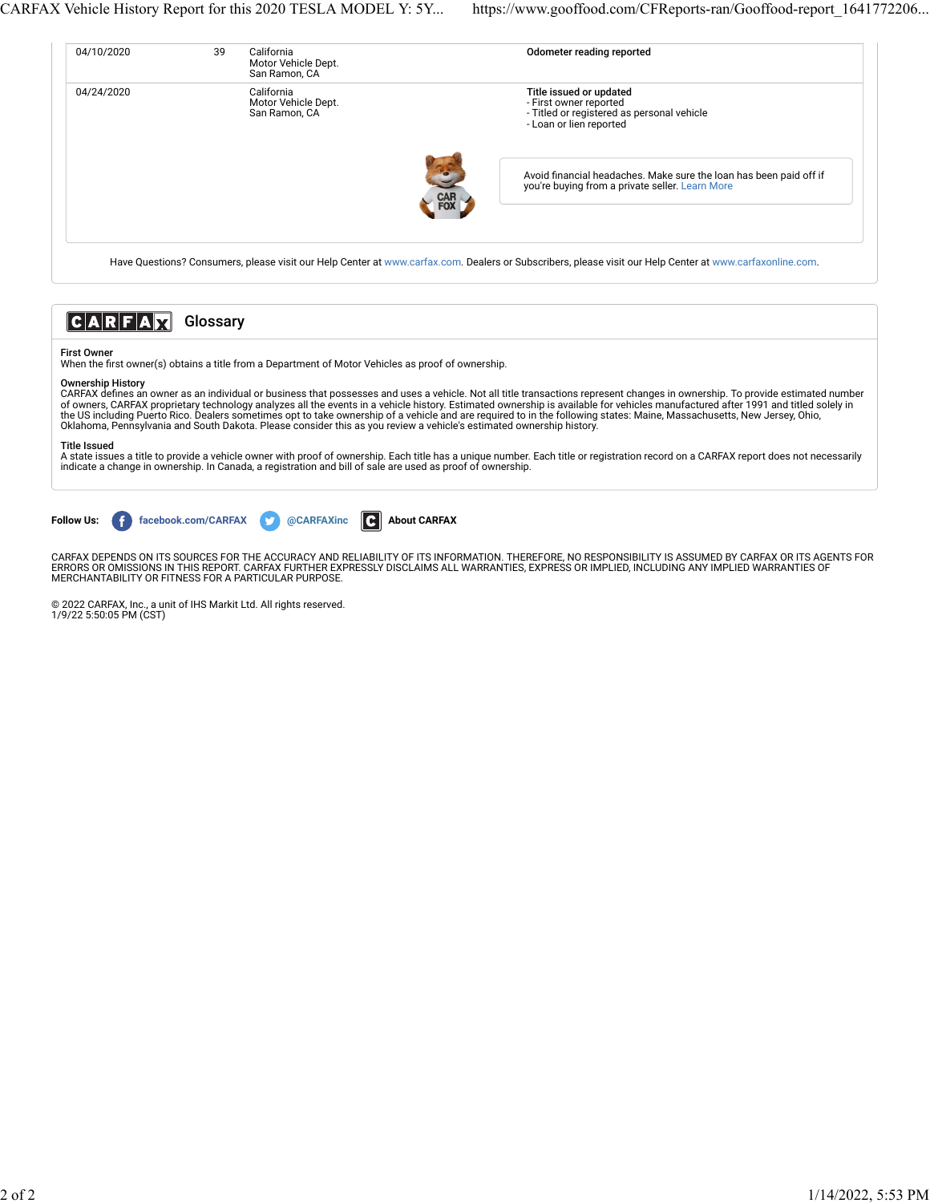| | | | |
|---|---|---|---|
| 04/10/2020 | 39 | California Motor Vehicle Dept. San Ramon, CA | **Odometer reading reported** |
| 04/24/2020 | | California Motor Vehicle Dept. San Ramon, CA | **Title issued or updated** - First owner reported - Titled or registered as personal vehicle - Loan or lien reported |

Avoid financial headaches. Make sure the loan has been paid off if you're buying from a private seller. Learn More

Have Questions? Consumers, please visit our Help Center at www.carfax.com. Dealers or Subscribers, please visit our Help Center at www.carfaxonline.com.

## CARFAX Glossary

**First Owner**
When the first owner(s) obtains a title from a Department of Motor Vehicles as proof of ownership.

**Ownership History**
CARFAX defines an owner as an individual or business that possesses and uses a vehicle. Not all title transactions represent changes in ownership. To provide estimated number of owners, CARFAX proprietary technology analyzes all the events in a vehicle history. Estimated ownership is available for vehicles manufactured after 1991 and titled solely in the US including Puerto Rico. Dealers sometimes opt to take ownership of a vehicle and are required to in the following states: Maine, Massachusetts, New Jersey, Ohio, Oklahoma, Pennsylvania and South Dakota. Please consider this as you review a vehicle's estimated ownership history.

**Title Issued**
A state issues a title to provide a vehicle owner with proof of ownership. Each title has a unique number. Each title or registration record on a CARFAX report does not necessarily indicate a change in ownership. In Canada, a registration and bill of sale are used as proof of ownership.

**Follow Us:** facebook.com/CARFAX @CARFAXinc About CARFAX

CARFAX DEPENDS ON ITS SOURCES FOR THE ACCURACY AND RELIABILITY OF ITS INFORMATION. THEREFORE, NO RESPONSIBILITY IS ASSUMED BY CARFAX OR ITS AGENTS FOR ERRORS OR OMISSIONS IN THIS REPORT. CARFAX FURTHER EXPRESSLY DISCLAIMS ALL WARRANTIES, EXPRESS OR IMPLIED, INCLUDING ANY IMPLIED WARRANTIES OF MERCHANTABILITY OR FITNESS FOR A PARTICULAR PURPOSE.

© 2022 CARFAX, Inc., a unit of IHS Markit Ltd. All rights reserved.
1/9/22 5:50:05 PM (CST)